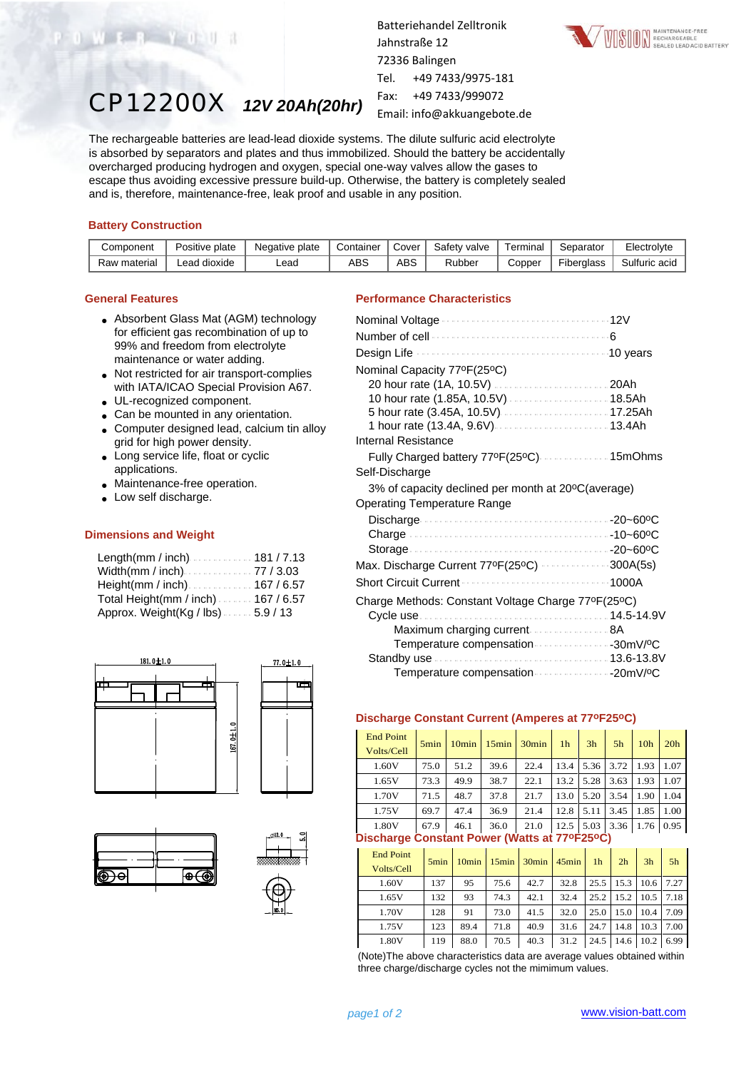Batteriehandel Zelltronik
Jahnstraße 12
72336 Balingen
Tel. +49 7433/9975-181
Fax: +49 7433/999072
Email: info@akkuangebote.de

# CP12200X *12V 20Ah(20hr)*

The rechargeable batteries are lead-lead dioxide systems. The dilute sulfuric acid electrolyte is absorbed by separators and plates and thus immobilized. Should the battery be accidentally overcharged producing hydrogen and oxygen, special one-way valves allow the gases to escape thus avoiding excessive pressure build-up. Otherwise, the battery is completely sealed and is, therefore, maintenance-free, leak proof and usable in any position.

## Battery Construction

| Component | Positive plate | Negative plate | Container | Cover | Safety valve | Terminal | Separator | Electrolyte |
|---|---|---|---|---|---|---|---|---|
| Raw material | Lead dioxide | Lead | ABS | ABS | Rubber | Copper | Fiberglass | Sulfuric acid |

## General Features

- Absorbent Glass Mat (AGM) technology for efficient gas recombination of up to 99% and freedom from electrolyte maintenance or water adding.
- Not restricted for air transport-complies with IATA/ICAO Special Provision A67.
- UL-recognized component.
- Can be mounted in any orientation.
- Computer designed lead, calcium tin alloy grid for high power density.
- Long service life, float or cyclic applications.
- Maintenance-free operation.
- Low self discharge.

## Dimensions and Weight

- Length(mm / inch) ........ 181 / 7.13
- Width(mm / inch) ........ 77 / 3.03
- Height(mm / inch) ........ 167 / 6.57
- Total Height(mm / inch) ........ 167 / 6.57
- Approx. Weight(Kg / lbs) ........ 5.9 / 13

181.0±1.0 &nbsp; 77.0±1.0 &nbsp; 167.0±1.0

## Performance Characteristics

- Nominal Voltage ........ 12V
- Number of cell ........ 6
- Design Life ........ 10 years
- Nominal Capacity 77ºF(25ºC)
  - 20 hour rate (1A, 10.5V) ........ 20Ah
  - 10 hour rate (1.85A, 10.5V) ........ 18.5Ah
  - 5 hour rate (3.45A, 10.5V) ........ 17.25Ah
  - 1 hour rate (13.4A, 9.6V) ........ 13.4Ah
- Internal Resistance
  - Fully Charged battery 77ºF(25ºC) ........ 15mOhms
- Self-Discharge
  - 3% of capacity declined per month at 20ºC(average)
- Operating Temperature Range
  - Discharge ........ -20~60ºC
  - Charge ........ -10~60ºC
  - Storage ........ -20~60ºC
- Max. Discharge Current 77ºF(25ºC) ........ 300A(5s)
- Short Circuit Current ........ 1000A
- Charge Methods: Constant Voltage Charge 77ºF(25ºC)
  - Cycle use ........ 14.5-14.9V
    - Maximum charging current ........ 8A
    - Temperature compensation ........ -30mV/ºC
  - Standby use ........ 13.6-13.8V
    - Temperature compensation ........ -20mV/ºC

## Discharge Constant Current (Amperes at 77ºF25ºC)

| End Point Volts/Cell | 5min | 10min | 15min | 30min | 1h | 3h | 5h | 10h | 20h |
|---|---|---|---|---|---|---|---|---|---|
| 1.60V | 75.0 | 51.2 | 39.6 | 22.4 | 13.4 | 5.36 | 3.72 | 1.93 | 1.07 |
| 1.65V | 73.3 | 49.9 | 38.7 | 22.1 | 13.2 | 5.28 | 3.63 | 1.93 | 1.07 |
| 1.70V | 71.5 | 48.7 | 37.8 | 21.7 | 13.0 | 5.20 | 3.54 | 1.90 | 1.04 |
| 1.75V | 69.7 | 47.4 | 36.9 | 21.4 | 12.8 | 5.11 | 3.45 | 1.85 | 1.00 |
| 1.80V | 67.9 | 46.1 | 36.0 | 21.0 | 12.5 | 5.03 | 3.36 | 1.76 | 0.95 |

## Discharge Constant Power (Watts at 77ºF25ºC)

| End Point Volts/Cell | 5min | 10min | 15min | 30min | 45min | 1h | 2h | 3h | 5h |
|---|---|---|---|---|---|---|---|---|---|
| 1.60V | 137 | 95 | 75.6 | 42.7 | 32.8 | 25.5 | 15.3 | 10.6 | 7.27 |
| 1.65V | 132 | 93 | 74.3 | 42.1 | 32.4 | 25.2 | 15.2 | 10.5 | 7.18 |
| 1.70V | 128 | 91 | 73.0 | 41.5 | 32.0 | 25.0 | 15.0 | 10.4 | 7.09 |
| 1.75V | 123 | 89.4 | 71.8 | 40.9 | 31.6 | 24.7 | 14.8 | 10.3 | 7.00 |
| 1.80V | 119 | 88.0 | 70.5 | 40.3 | 31.2 | 24.5 | 14.6 | 10.2 | 6.99 |

(Note)The above characteristics data are average values obtained within three charge/discharge cycles not the mimimum values.

www.vision-batt.com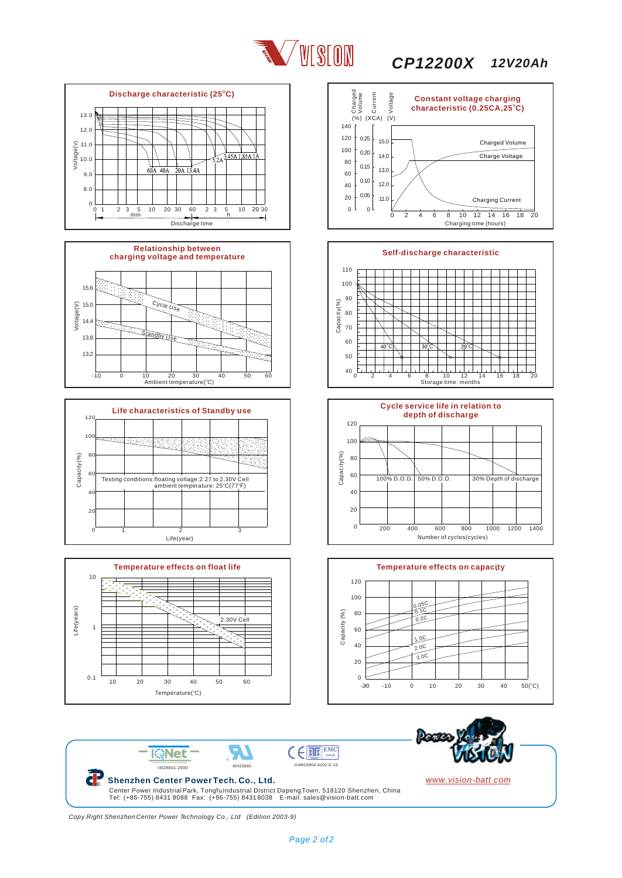# CP12200X 12V20Ah

## Discharge characteristic (25°C)

13.0
12.0
11.0
10.0
9.0
8.0
0
Voltage(v)

60A 40A 20A 13.4A
3.2A 3.45A 1.85A 1A

0 1 2 3 5 10 20 30 60 2 3 5 10 20 30
min h
Discharge time

## Constant voltage charging characteristic (0.25CA,25°C)

Charged Volume (%) Current (XCA) Voltage (V)

140
120 0.25 15.0
100 0.20 14.0
80 0.15 13.0
60 0.10 12.0
40 0.05 11.0
20
0 0

Charged Volume
Charge Voltage
Charging Current

0 2 4 6 8 10 12 14 16 18 20
Charging time (hours)

## Relationship between charging voltage and temperature

15.6
15.0
14.4
13.8
13.2
Voltage(V)

Cycle Use
Standby Use

-10 0 10 20 30 40 50 60
Ambient temperature(°C)

## Self-discharge characteristic

110
100
90
80
70
60
50
40
Capacity(%)

40°C 30°C 20°C

0 2 4 6 8 10 12 14 16 18 20
Storage time: months

## Life characteristics of Standby use

120
100
80
60
40
20
0
Capacity(%)

Testing conditions:floating voltage:2.27 to 2.30V Cell
ambient temperature: 25°C(77°F)

1 2 3
Life(year)

## Cycle service life in relation to depth of discharge

120
100
80
60
40
20
0
Capacity(%)

100% D.O.D. 50% D.O.D. 30% Depth of discharge

200 400 600 800 1000 1200 1400
Number of cycles(cycles)

## Temperature effects on float life

10
1
0.1
Life(years)

2.30V Cell

10 20 30 40 50 60
Temperature(°C)

## Temperature effects on capacity

120
100
80
60
40
20
0
Capacity (%)

0.05C
0.1C
0.2C
1.0C
2.0C
3.0C

-20 -10 0 10 20 30 40 50(°C)

---

ISO9001:2000 MH25860 G4M19906-9202-E-16

www.vision-batt.com

**Shenzhen Center Power Tech. Co., Ltd.**
Center Power Industrial Park, Tongfu Industrial District Dapeng Town, 518120 Shenzhen, China
Tel: (+86-755) 8431 8088 Fax: (+86-755) 8431 8038 E-mail: sales@vision-batt.com

*Copy Right Shenzhen Center Power Technology Co., Ltd (Edition 2003-9)*